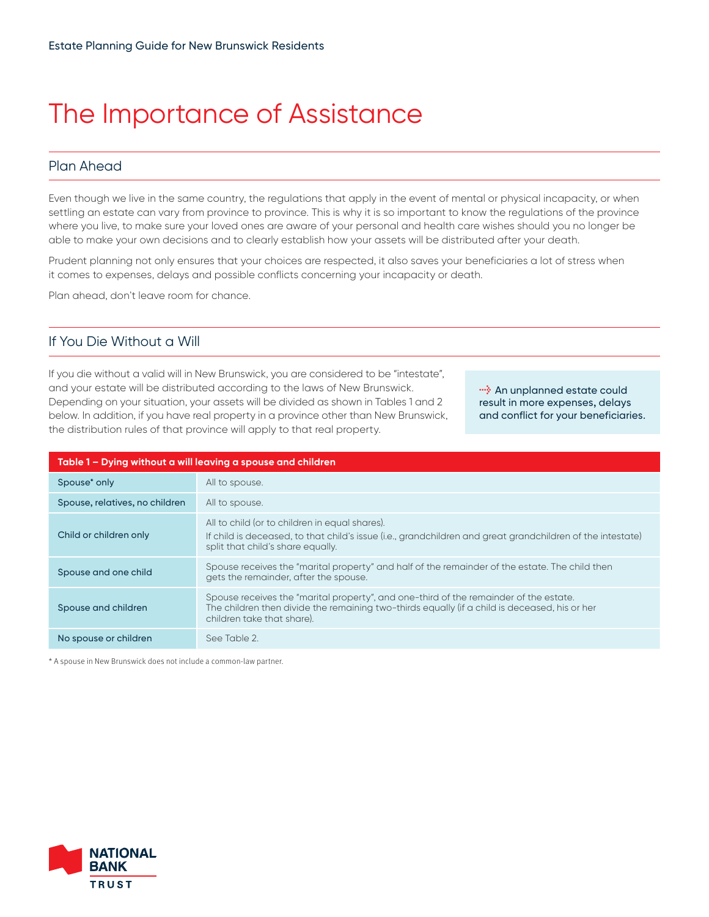# The Importance of Assistance

## Plan Ahead

Even though we live in the same country, the regulations that apply in the event of mental or physical incapacity, or when settling an estate can vary from province to province. This is why it is so important to know the regulations of the province where you live, to make sure your loved ones are aware of your personal and health care wishes should you no longer be able to make your own decisions and to clearly establish how your assets will be distributed after your death.

Prudent planning not only ensures that your choices are respected, it also saves your beneficiaries a lot of stress when it comes to expenses, delays and possible conflicts concerning your incapacity or death.

Plan ahead, don't leave room for chance.

## If You Die Without a Will

If you die without a valid will in New Brunswick, you are considered to be "intestate", and your estate will be distributed according to the laws of New Brunswick. Depending on your situation, your assets will be divided as shown in Tables 1 and 2 below. In addition, if you have real property in a province other than New Brunswick, the distribution rules of that province will apply to that real property.

> An unplanned estate could result in more expenses, delays and conflict for your beneficiaries.

| Table 1 – Dying without a will leaving a spouse and children | |
|---|---|
| Spouse* only | All to spouse. |
| Spouse, relatives, no children | All to spouse. |
| Child or children only | All to child (or to children in equal shares).<br>If child is deceased, to that child's issue (i.e., grandchildren and great grandchildren of the intestate) split that child's share equally. |
| Spouse and one child | Spouse receives the "marital property" and half of the remainder of the estate. The child then gets the remainder, after the spouse. |
| Spouse and children | Spouse receives the "marital property", and one-third of the remainder of the estate. The children then divide the remaining two-thirds equally (if a child is deceased, his or her children take that share). |
| No spouse or children | See Table 2. |

\* A spouse in New Brunswick does not include a common-law partner.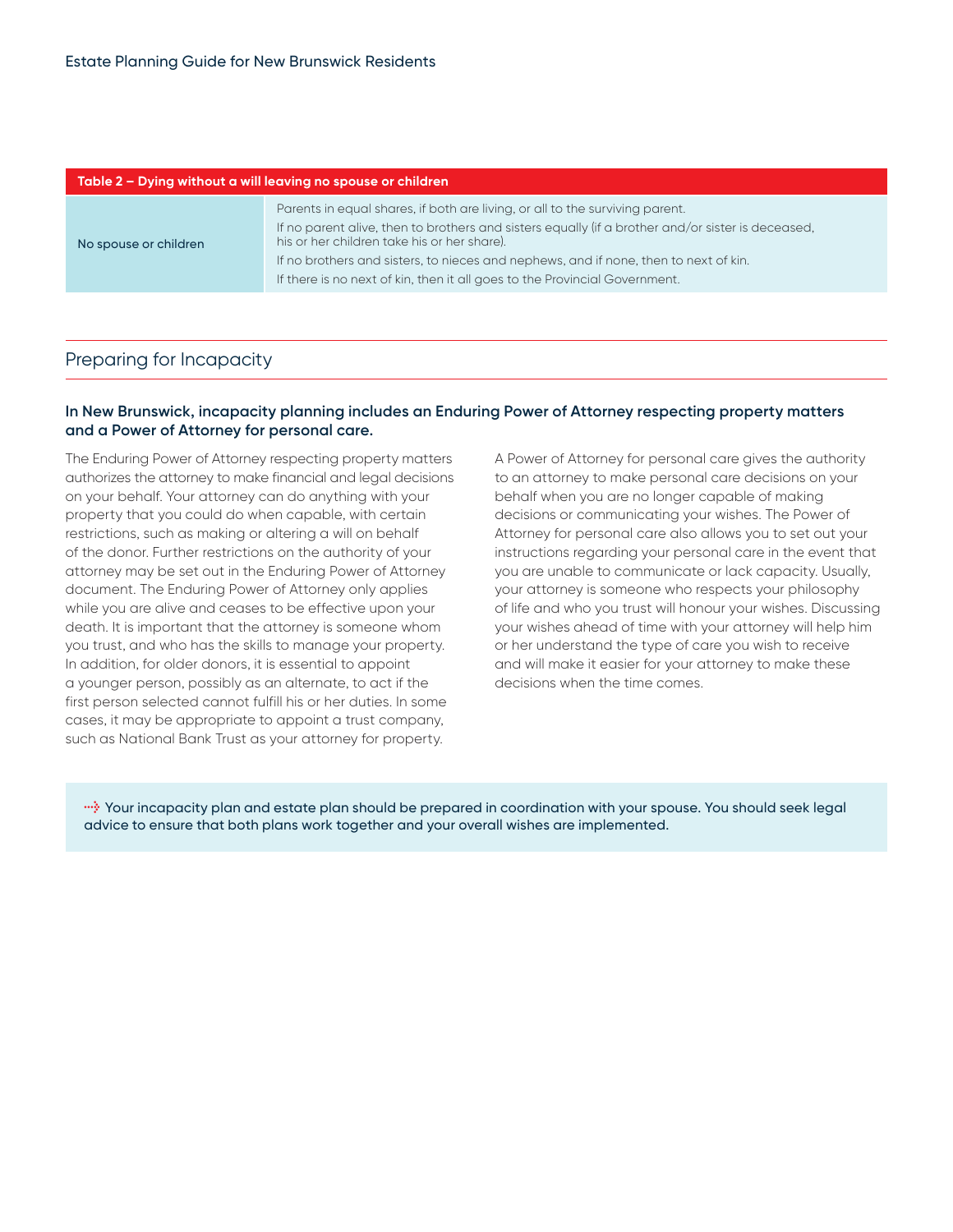| Table 2 – Dying without a will leaving no spouse or children | |
|---|---|
| No spouse or children | Parents in equal shares, if both are living, or all to the surviving parent.<br>If no parent alive, then to brothers and sisters equally (if a brother and/or sister is deceased, his or her children take his or her share).<br>If no brothers and sisters, to nieces and nephews, and if none, then to next of kin.<br>If there is no next of kin, then it all goes to the Provincial Government. |

## Preparing for Incapacity

**In New Brunswick, incapacity planning includes an Enduring Power of Attorney respecting property matters and a Power of Attorney for personal care.**

The Enduring Power of Attorney respecting property matters authorizes the attorney to make financial and legal decisions on your behalf. Your attorney can do anything with your property that you could do when capable, with certain restrictions, such as making or altering a will on behalf of the donor. Further restrictions on the authority of your attorney may be set out in the Enduring Power of Attorney document. The Enduring Power of Attorney only applies while you are alive and ceases to be effective upon your death. It is important that the attorney is someone whom you trust, and who has the skills to manage your property. In addition, for older donors, it is essential to appoint a younger person, possibly as an alternate, to act if the first person selected cannot fulfill his or her duties. In some cases, it may be appropriate to appoint a trust company, such as National Bank Trust as your attorney for property.

A Power of Attorney for personal care gives the authority to an attorney to make personal care decisions on your behalf when you are no longer capable of making decisions or communicating your wishes. The Power of Attorney for personal care also allows you to set out your instructions regarding your personal care in the event that you are unable to communicate or lack capacity. Usually, your attorney is someone who respects your philosophy of life and who you trust will honour your wishes. Discussing your wishes ahead of time with your attorney will help him or her understand the type of care you wish to receive and will make it easier for your attorney to make these decisions when the time comes.

Your incapacity plan and estate plan should be prepared in coordination with your spouse. You should seek legal advice to ensure that both plans work together and your overall wishes are implemented.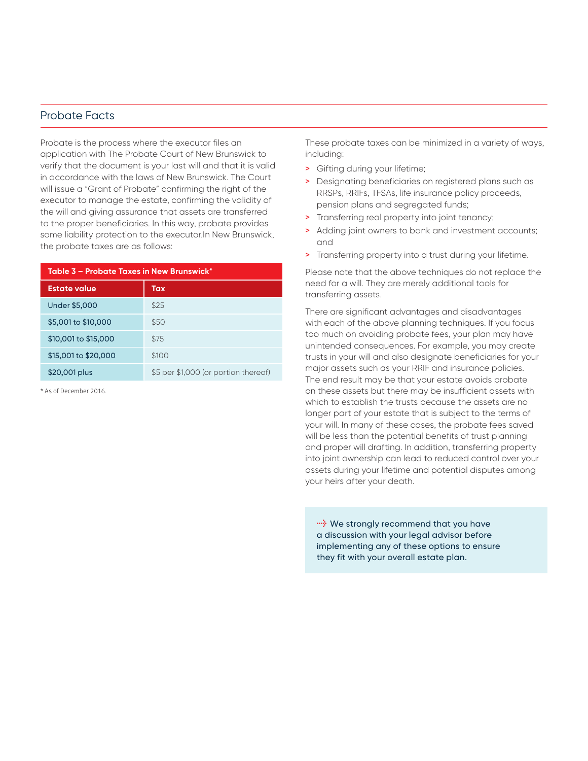## Probate Facts

Probate is the process where the executor files an application with The Probate Court of New Brunswick to verify that the document is your last will and that it is valid in accordance with the laws of New Brunswick. The Court will issue a "Grant of Probate" confirming the right of the executor to manage the estate, confirming the validity of the will and giving assurance that assets are transferred to the proper beneficiaries. In this way, probate provides some liability protection to the executor.In New Brunswick, the probate taxes are as follows:

**Table 3 – Probate Taxes in New Brunswick***

| Estate value | Tax |
| --- | --- |
| Under $5,000 | $25 |
| $5,001 to $10,000 | $50 |
| $10,001 to $15,000 | $75 |
| $15,001 to $20,000 | $100 |
| $20,001 plus | $5 per $1,000 (or portion thereof) |

* As of December 2016.

These probate taxes can be minimized in a variety of ways, including:

- Gifting during your lifetime;
- Designating beneficiaries on registered plans such as RRSPs, RRIFs, TFSAs, life insurance policy proceeds, pension plans and segregated funds;
- Transferring real property into joint tenancy;
- Adding joint owners to bank and investment accounts; and
- Transferring property into a trust during your lifetime.

Please note that the above techniques do not replace the need for a will. They are merely additional tools for transferring assets.

There are significant advantages and disadvantages with each of the above planning techniques. If you focus too much on avoiding probate fees, your plan may have unintended consequences. For example, you may create trusts in your will and also designate beneficiaries for your major assets such as your RRIF and insurance policies. The end result may be that your estate avoids probate on these assets but there may be insufficient assets with which to establish the trusts because the assets are no longer part of your estate that is subject to the terms of your will. In many of these cases, the probate fees saved will be less than the potential benefits of trust planning and proper will drafting. In addition, transferring property into joint ownership can lead to reduced control over your assets during your lifetime and potential disputes among your heirs after your death.

**We strongly recommend that you have a discussion with your legal advisor before implementing any of these options to ensure they fit with your overall estate plan.**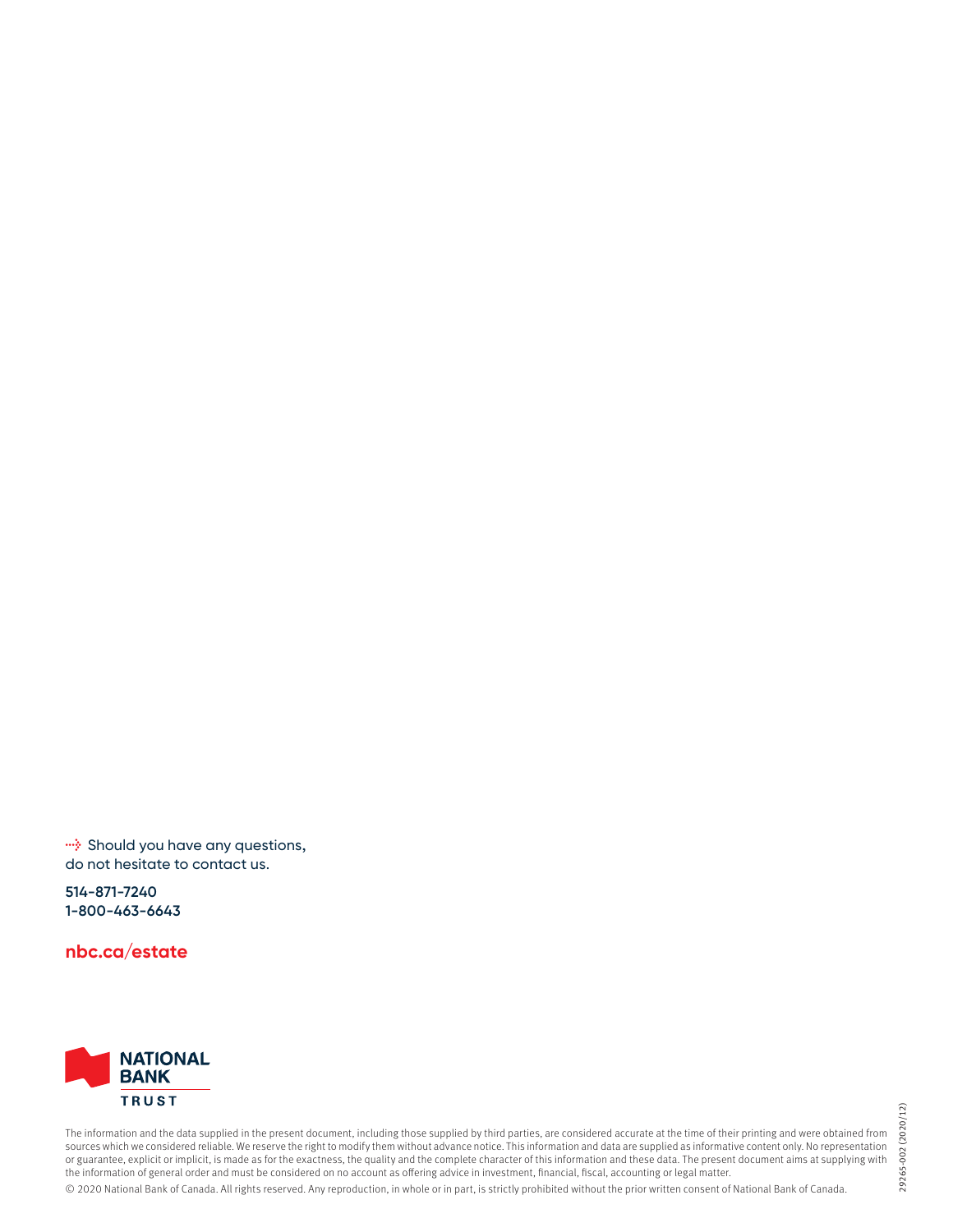Should you have any questions, do not hesitate to contact us.

**514-871-7240**
**1-800-463-6643**

**nbc.ca/estate**

NATIONAL BANK TRUST

The information and the data supplied in the present document, including those supplied by third parties, are considered accurate at the time of their printing and were obtained from sources which we considered reliable. We reserve the right to modify them without advance notice. This information and data are supplied as informative content only. No representation or guarantee, explicit or implicit, is made as for the exactness, the quality and the complete character of this information and these data. The present document aims at supplying with the information of general order and must be considered on no account as offering advice in investment, financial, fiscal, accounting or legal matter.

© 2020 National Bank of Canada. All rights reserved. Any reproduction, in whole or in part, is strictly prohibited without the prior written consent of National Bank of Canada.

29265-002 (2020/12)